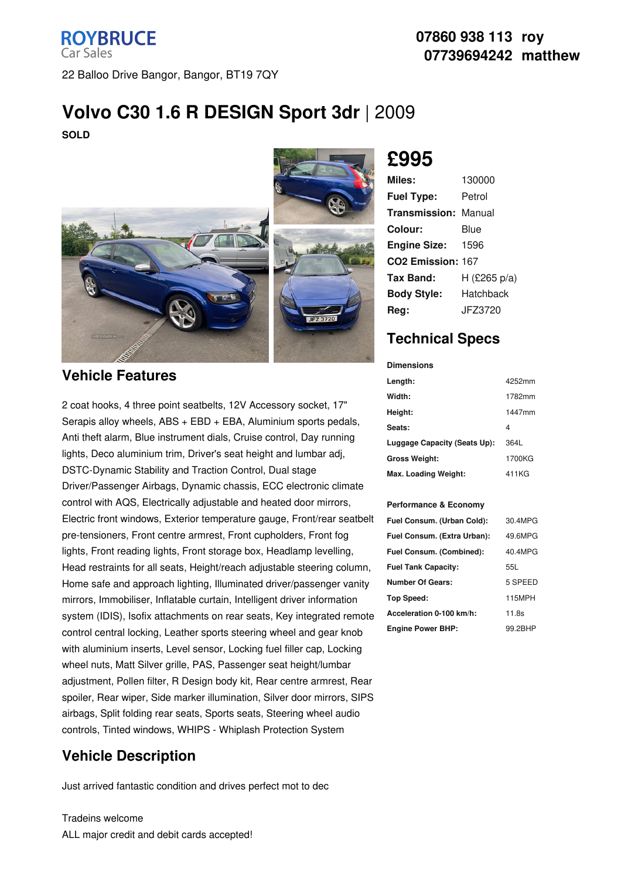**ROYBRUCE**
Car Sales

22 Balloo Drive Bangor, Bangor, BT19 7QY

**07860 938 113 roy**
**07739694242 matthew**

# Volvo C30 1.6 R DESIGN Sport 3dr | 2009

**SOLD**

## £995

| | |
|---|---|
| **Miles:** | 130000 |
| **Fuel Type:** | Petrol |
| **Transmission:** | Manual |
| **Colour:** | Blue |
| **Engine Size:** | 1596 |
| **CO2 Emission:** | 167 |
| **Tax Band:** | H (£265 p/a) |
| **Body Style:** | Hatchback |
| **Reg:** | JFZ3720 |

## Technical Specs

**Dimensions**

| | |
|---|---|
| **Length:** | 4252mm |
| **Width:** | 1782mm |
| **Height:** | 1447mm |
| **Seats:** | 4 |
| **Luggage Capacity (Seats Up):** | 364L |
| **Gross Weight:** | 1700KG |
| **Max. Loading Weight:** | 411KG |

**Performance & Economy**

| | |
|---|---|
| **Fuel Consum. (Urban Cold):** | 30.4MPG |
| **Fuel Consum. (Extra Urban):** | 49.6MPG |
| **Fuel Consum. (Combined):** | 40.4MPG |
| **Fuel Tank Capacity:** | 55L |
| **Number Of Gears:** | 5 SPEED |
| **Top Speed:** | 115MPH |
| **Acceleration 0-100 km/h:** | 11.8s |
| **Engine Power BHP:** | 99.2BHP |

## Vehicle Features

2 coat hooks, 4 three point seatbelts, 12V Accessory socket, 17" Serapis alloy wheels, ABS + EBD + EBA, Aluminium sports pedals, Anti theft alarm, Blue instrument dials, Cruise control, Day running lights, Deco aluminium trim, Driver's seat height and lumbar adj, DSTC-Dynamic Stability and Traction Control, Dual stage Driver/Passenger Airbags, Dynamic chassis, ECC electronic climate control with AQS, Electrically adjustable and heated door mirrors, Electric front windows, Exterior temperature gauge, Front/rear seatbelt pre-tensioners, Front centre armrest, Front cupholders, Front fog lights, Front reading lights, Front storage box, Headlamp levelling, Head restraints for all seats, Height/reach adjustable steering column, Home safe and approach lighting, Illuminated driver/passenger vanity mirrors, Immobiliser, Inflatable curtain, Intelligent driver information system (IDIS), Isofix attachments on rear seats, Key integrated remote control central locking, Leather sports steering wheel and gear knob with aluminium inserts, Level sensor, Locking fuel filler cap, Locking wheel nuts, Matt Silver grille, PAS, Passenger seat height/lumbar adjustment, Pollen filter, R Design body kit, Rear centre armrest, Rear spoiler, Rear wiper, Side marker illumination, Silver door mirrors, SIPS airbags, Split folding rear seats, Sports seats, Steering wheel audio controls, Tinted windows, WHIPS - Whiplash Protection System

## Vehicle Description

Just arrived fantastic condition and drives perfect mot to dec

Tradeins welcome
ALL major credit and debit cards accepted!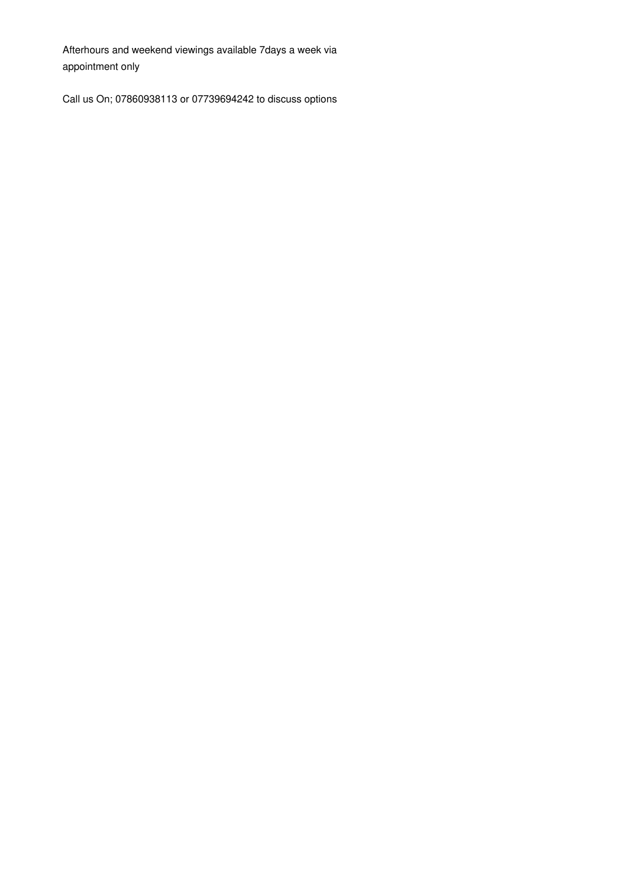Afterhours and weekend viewings available 7days a week via appointment only

Call us On; 07860938113 or 07739694242 to discuss options